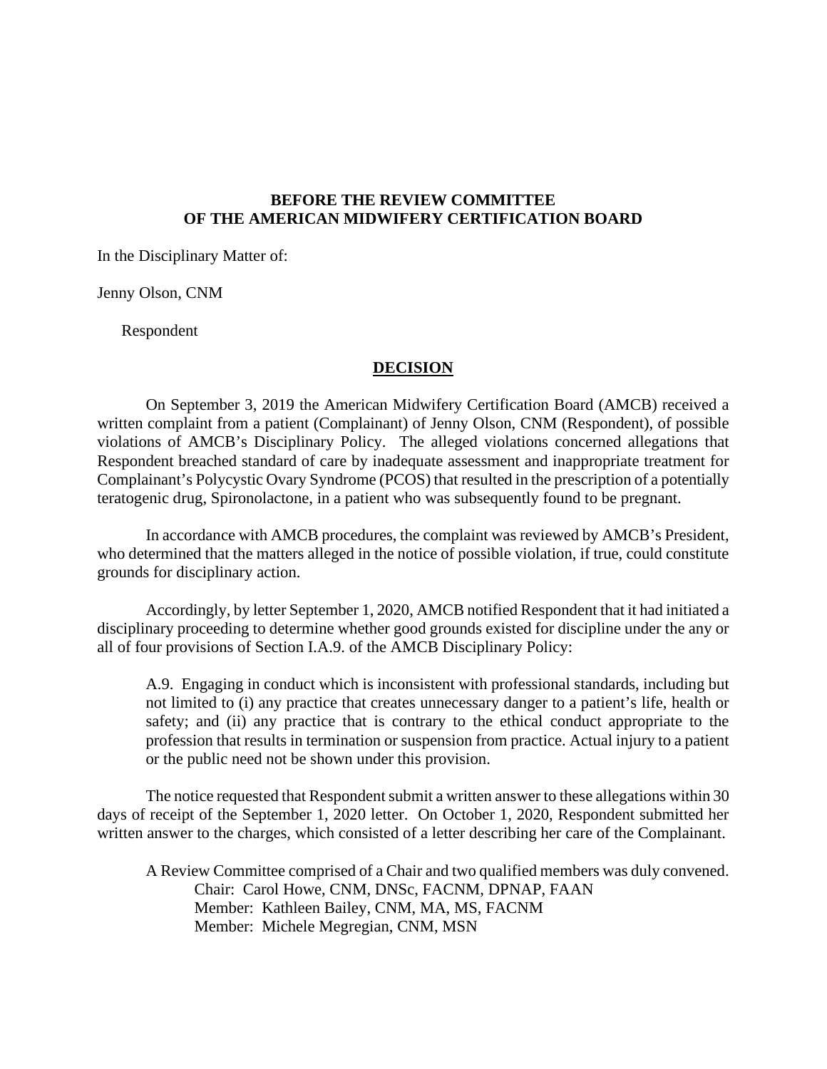**BEFORE THE REVIEW COMMITTEE**
**OF THE AMERICAN MIDWIFERY CERTIFICATION BOARD**

In the Disciplinary Matter of:

Jenny Olson, CNM

Respondent

## DECISION

On September 3, 2019 the American Midwifery Certification Board (AMCB) received a written complaint from a patient (Complainant) of Jenny Olson, CNM (Respondent), of possible violations of AMCB's Disciplinary Policy. The alleged violations concerned allegations that Respondent breached standard of care by inadequate assessment and inappropriate treatment for Complainant's Polycystic Ovary Syndrome (PCOS) that resulted in the prescription of a potentially teratogenic drug, Spironolactone, in a patient who was subsequently found to be pregnant.

In accordance with AMCB procedures, the complaint was reviewed by AMCB's President, who determined that the matters alleged in the notice of possible violation, if true, could constitute grounds for disciplinary action.

Accordingly, by letter September 1, 2020, AMCB notified Respondent that it had initiated a disciplinary proceeding to determine whether good grounds existed for discipline under the any or all of four provisions of Section I.A.9. of the AMCB Disciplinary Policy:

> A.9. Engaging in conduct which is inconsistent with professional standards, including but not limited to (i) any practice that creates unnecessary danger to a patient's life, health or safety; and (ii) any practice that is contrary to the ethical conduct appropriate to the profession that results in termination or suspension from practice. Actual injury to a patient or the public need not be shown under this provision.

The notice requested that Respondent submit a written answer to these allegations within 30 days of receipt of the September 1, 2020 letter. On October 1, 2020, Respondent submitted her written answer to the charges, which consisted of a letter describing her care of the Complainant.

A Review Committee comprised of a Chair and two qualified members was duly convened.

Chair: Carol Howe, CNM, DNSc, FACNM, DPNAP, FAAN
Member: Kathleen Bailey, CNM, MA, MS, FACNM
Member: Michele Megregian, CNM, MSN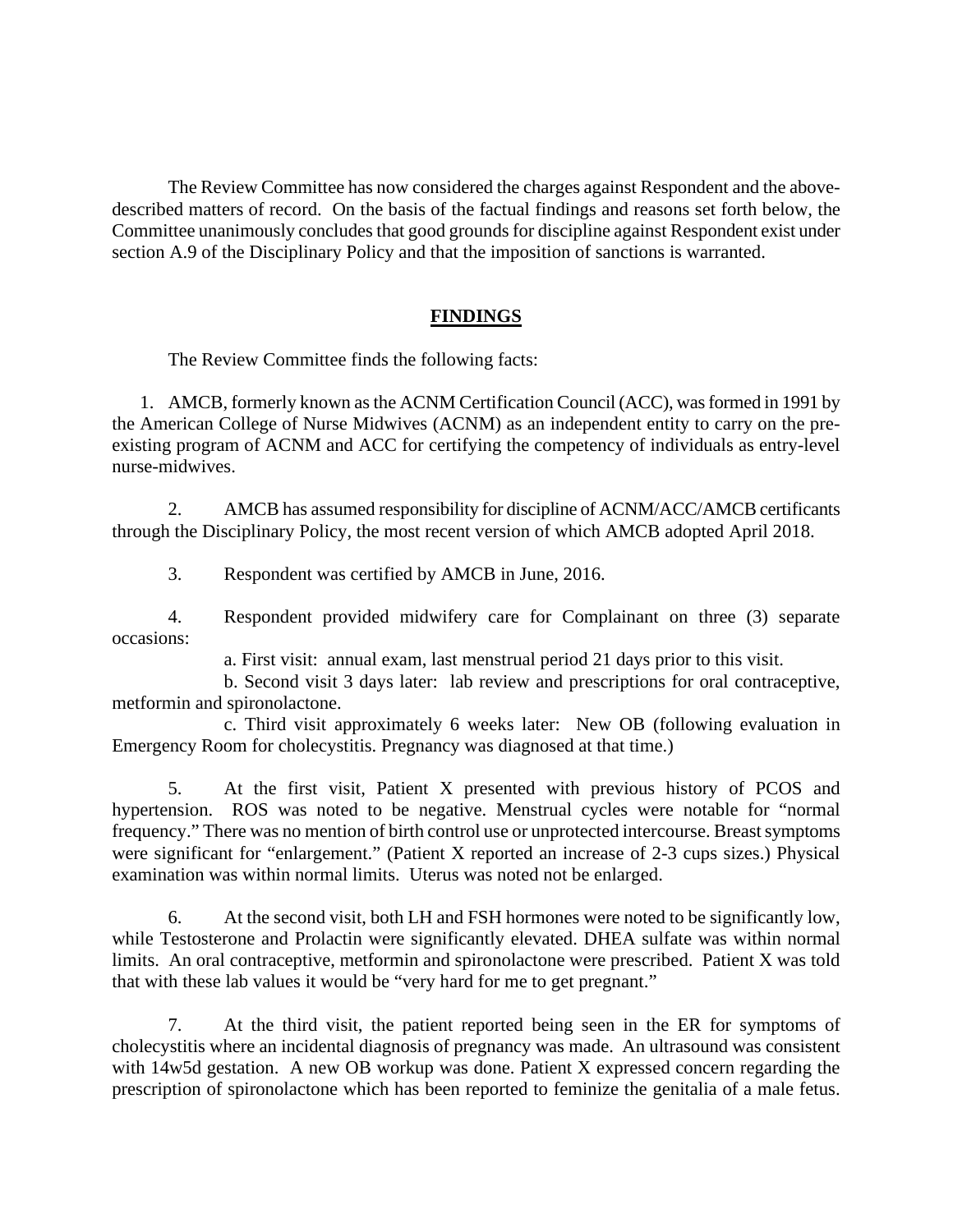The Review Committee has now considered the charges against Respondent and the above-described matters of record. On the basis of the factual findings and reasons set forth below, the Committee unanimously concludes that good grounds for discipline against Respondent exist under section A.9 of the Disciplinary Policy and that the imposition of sanctions is warranted.

## FINDINGS

The Review Committee finds the following facts:

1. AMCB, formerly known as the ACNM Certification Council (ACC), was formed in 1991 by the American College of Nurse Midwives (ACNM) as an independent entity to carry on the pre-existing program of ACNM and ACC for certifying the competency of individuals as entry-level nurse-midwives.

2. AMCB has assumed responsibility for discipline of ACNM/ACC/AMCB certificants through the Disciplinary Policy, the most recent version of which AMCB adopted April 2018.

3. Respondent was certified by AMCB in June, 2016.

4. Respondent provided midwifery care for Complainant on three (3) separate occasions:

   a. First visit: annual exam, last menstrual period 21 days prior to this visit.

   b. Second visit 3 days later: lab review and prescriptions for oral contraceptive, metformin and spironolactone.

   c. Third visit approximately 6 weeks later: New OB (following evaluation in Emergency Room for cholecystitis. Pregnancy was diagnosed at that time.)

5. At the first visit, Patient X presented with previous history of PCOS and hypertension. ROS was noted to be negative. Menstrual cycles were notable for "normal frequency." There was no mention of birth control use or unprotected intercourse. Breast symptoms were significant for "enlargement." (Patient X reported an increase of 2-3 cups sizes.) Physical examination was within normal limits. Uterus was noted not be enlarged.

6. At the second visit, both LH and FSH hormones were noted to be significantly low, while Testosterone and Prolactin were significantly elevated. DHEA sulfate was within normal limits. An oral contraceptive, metformin and spironolactone were prescribed. Patient X was told that with these lab values it would be "very hard for me to get pregnant."

7. At the third visit, the patient reported being seen in the ER for symptoms of cholecystitis where an incidental diagnosis of pregnancy was made. An ultrasound was consistent with 14w5d gestation. A new OB workup was done. Patient X expressed concern regarding the prescription of spironolactone which has been reported to feminize the genitalia of a male fetus.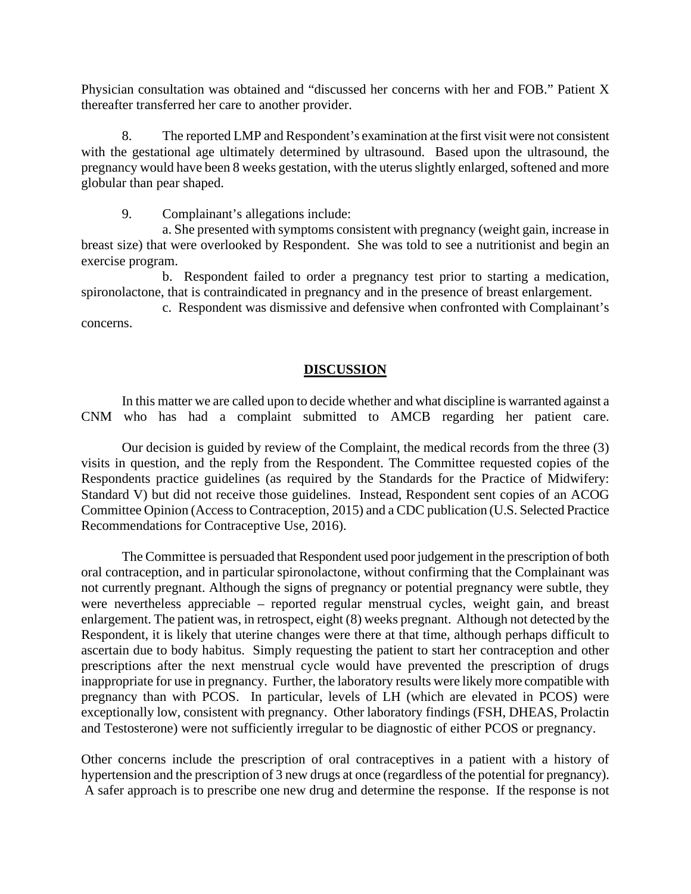Physician consultation was obtained and "discussed her concerns with her and FOB." Patient X thereafter transferred her care to another provider.

8. The reported LMP and Respondent's examination at the first visit were not consistent with the gestational age ultimately determined by ultrasound. Based upon the ultrasound, the pregnancy would have been 8 weeks gestation, with the uterus slightly enlarged, softened and more globular than pear shaped.

9. Complainant's allegations include:

a. She presented with symptoms consistent with pregnancy (weight gain, increase in breast size) that were overlooked by Respondent. She was told to see a nutritionist and begin an exercise program.

b. Respondent failed to order a pregnancy test prior to starting a medication, spironolactone, that is contraindicated in pregnancy and in the presence of breast enlargement.

c. Respondent was dismissive and defensive when confronted with Complainant's concerns.

## DISCUSSION

In this matter we are called upon to decide whether and what discipline is warranted against a CNM who has had a complaint submitted to AMCB regarding her patient care.

Our decision is guided by review of the Complaint, the medical records from the three (3) visits in question, and the reply from the Respondent. The Committee requested copies of the Respondents practice guidelines (as required by the Standards for the Practice of Midwifery: Standard V) but did not receive those guidelines. Instead, Respondent sent copies of an ACOG Committee Opinion (Access to Contraception, 2015) and a CDC publication (U.S. Selected Practice Recommendations for Contraceptive Use, 2016).

The Committee is persuaded that Respondent used poor judgement in the prescription of both oral contraception, and in particular spironolactone, without confirming that the Complainant was not currently pregnant. Although the signs of pregnancy or potential pregnancy were subtle, they were nevertheless appreciable – reported regular menstrual cycles, weight gain, and breast enlargement. The patient was, in retrospect, eight (8) weeks pregnant. Although not detected by the Respondent, it is likely that uterine changes were there at that time, although perhaps difficult to ascertain due to body habitus. Simply requesting the patient to start her contraception and other prescriptions after the next menstrual cycle would have prevented the prescription of drugs inappropriate for use in pregnancy. Further, the laboratory results were likely more compatible with pregnancy than with PCOS. In particular, levels of LH (which are elevated in PCOS) were exceptionally low, consistent with pregnancy. Other laboratory findings (FSH, DHEAS, Prolactin and Testosterone) were not sufficiently irregular to be diagnostic of either PCOS or pregnancy.

Other concerns include the prescription of oral contraceptives in a patient with a history of hypertension and the prescription of 3 new drugs at once (regardless of the potential for pregnancy). A safer approach is to prescribe one new drug and determine the response. If the response is not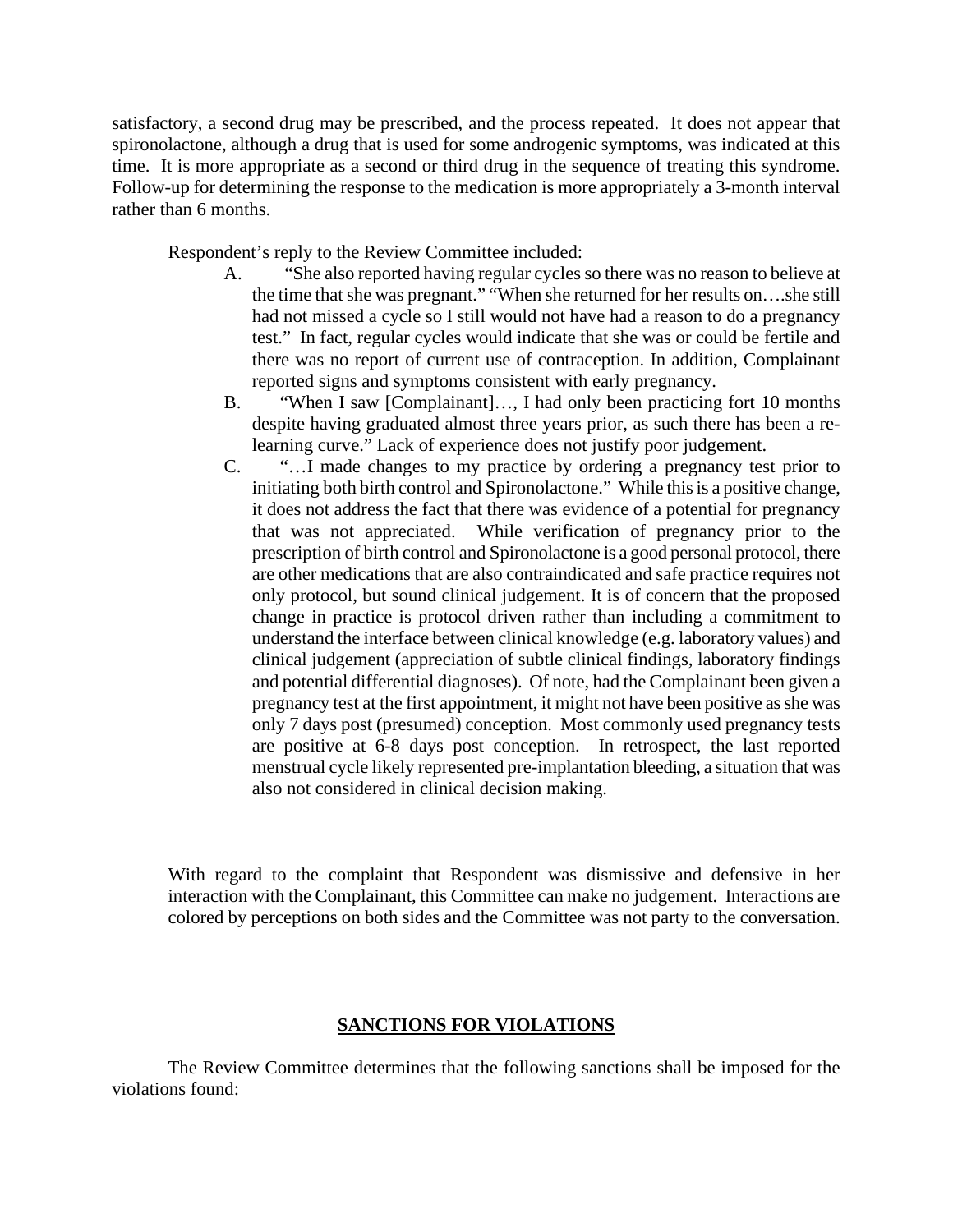satisfactory, a second drug may be prescribed, and the process repeated. It does not appear that spironolactone, although a drug that is used for some androgenic symptoms, was indicated at this time. It is more appropriate as a second or third drug in the sequence of treating this syndrome. Follow-up for determining the response to the medication is more appropriately a 3-month interval rather than 6 months.

Respondent's reply to the Review Committee included:

A. "She also reported having regular cycles so there was no reason to believe at the time that she was pregnant." "When she returned for her results on….she still had not missed a cycle so I still would not have had a reason to do a pregnancy test." In fact, regular cycles would indicate that she was or could be fertile and there was no report of current use of contraception. In addition, Complainant reported signs and symptoms consistent with early pregnancy.

B. "When I saw [Complainant]…, I had only been practicing fort 10 months despite having graduated almost three years prior, as such there has been a re-learning curve." Lack of experience does not justify poor judgement.

C. "…I made changes to my practice by ordering a pregnancy test prior to initiating both birth control and Spironolactone." While this is a positive change, it does not address the fact that there was evidence of a potential for pregnancy that was not appreciated. While verification of pregnancy prior to the prescription of birth control and Spironolactone is a good personal protocol, there are other medications that are also contraindicated and safe practice requires not only protocol, but sound clinical judgement. It is of concern that the proposed change in practice is protocol driven rather than including a commitment to understand the interface between clinical knowledge (e.g. laboratory values) and clinical judgement (appreciation of subtle clinical findings, laboratory findings and potential differential diagnoses). Of note, had the Complainant been given a pregnancy test at the first appointment, it might not have been positive as she was only 7 days post (presumed) conception. Most commonly used pregnancy tests are positive at 6-8 days post conception. In retrospect, the last reported menstrual cycle likely represented pre-implantation bleeding, a situation that was also not considered in clinical decision making.

With regard to the complaint that Respondent was dismissive and defensive in her interaction with the Complainant, this Committee can make no judgement. Interactions are colored by perceptions on both sides and the Committee was not party to the conversation.

## SANCTIONS FOR VIOLATIONS

The Review Committee determines that the following sanctions shall be imposed for the violations found: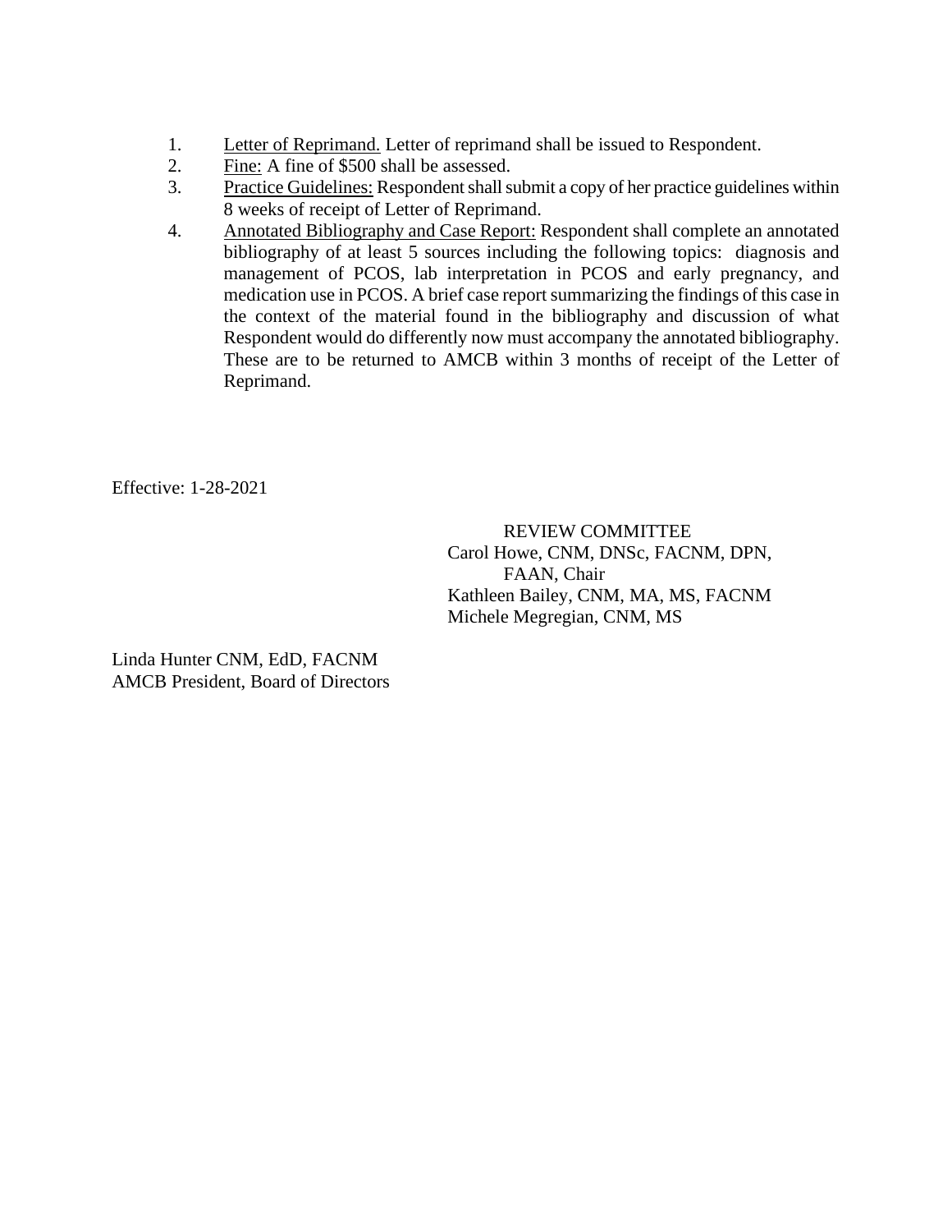1. <u>Letter of Reprimand.</u> Letter of reprimand shall be issued to Respondent.
2. <u>Fine:</u> A fine of $500 shall be assessed.
3. <u>Practice Guidelines:</u> Respondent shall submit a copy of her practice guidelines within 8 weeks of receipt of Letter of Reprimand.
4. <u>Annotated Bibliography and Case Report:</u> Respondent shall complete an annotated bibliography of at least 5 sources including the following topics: diagnosis and management of PCOS, lab interpretation in PCOS and early pregnancy, and medication use in PCOS. A brief case report summarizing the findings of this case in the context of the material found in the bibliography and discussion of what Respondent would do differently now must accompany the annotated bibliography. These are to be returned to AMCB within 3 months of receipt of the Letter of Reprimand.

Effective: 1-28-2021

REVIEW COMMITTEE
Carol Howe, CNM, DNSc, FACNM, DPN, FAAN, Chair
Kathleen Bailey, CNM, MA, MS, FACNM
Michele Megregian, CNM, MS

Linda Hunter CNM, EdD, FACNM
AMCB President, Board of Directors